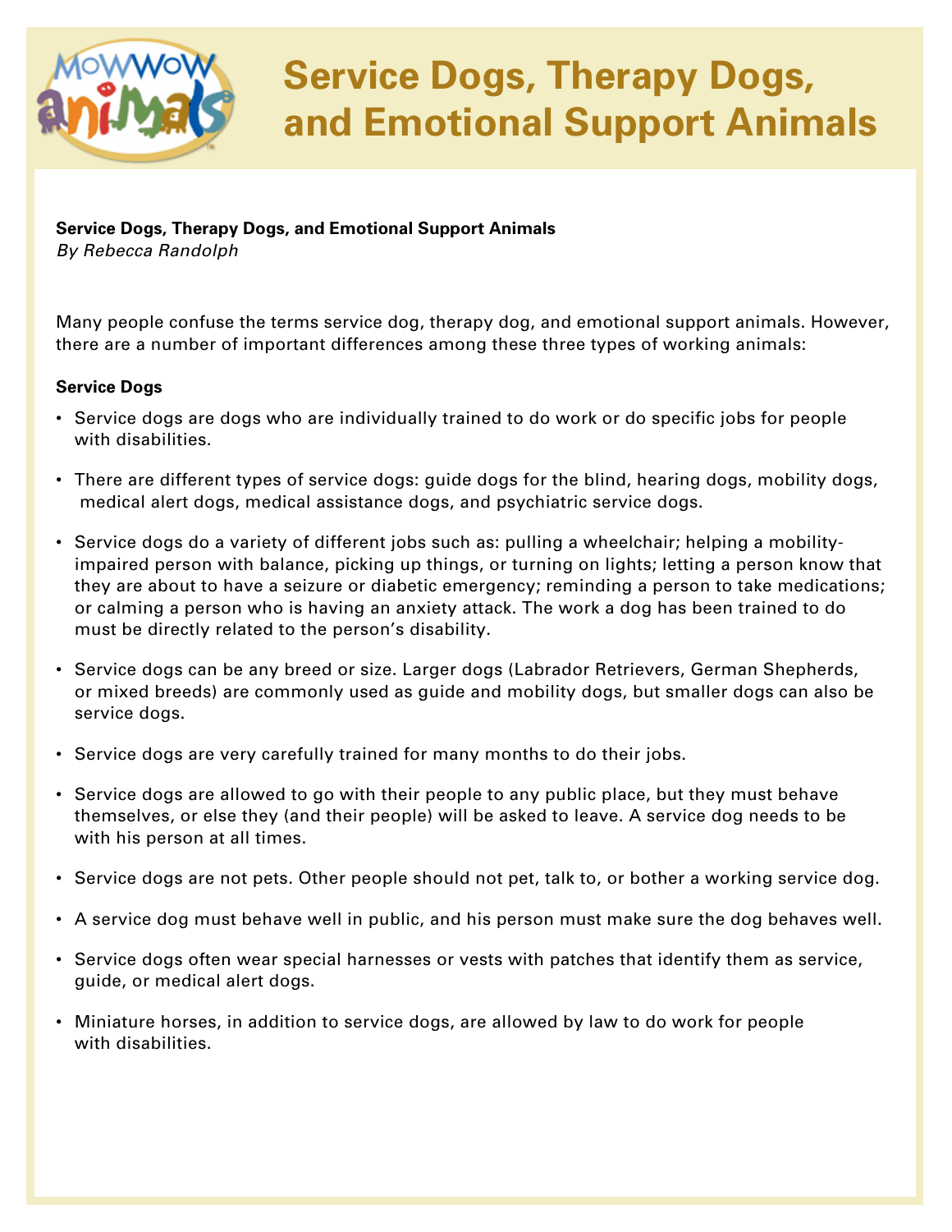# Service Dogs, Therapy Dogs, and Emotional Support Animals

**Service Dogs, Therapy Dogs, and Emotional Support Animals**
*By Rebecca Randolph*

Many people confuse the terms service dog, therapy dog, and emotional support animals. However, there are a number of important differences among these three types of working animals:

**Service Dogs**

- Service dogs are dogs who are individually trained to do work or do specific jobs for people with disabilities.
- There are different types of service dogs: guide dogs for the blind, hearing dogs, mobility dogs, medical alert dogs, medical assistance dogs, and psychiatric service dogs.
- Service dogs do a variety of different jobs such as: pulling a wheelchair; helping a mobility-impaired person with balance, picking up things, or turning on lights; letting a person know that they are about to have a seizure or diabetic emergency; reminding a person to take medications; or calming a person who is having an anxiety attack. The work a dog has been trained to do must be directly related to the person's disability.
- Service dogs can be any breed or size. Larger dogs (Labrador Retrievers, German Shepherds, or mixed breeds) are commonly used as guide and mobility dogs, but smaller dogs can also be service dogs.
- Service dogs are very carefully trained for many months to do their jobs.
- Service dogs are allowed to go with their people to any public place, but they must behave themselves, or else they (and their people) will be asked to leave. A service dog needs to be with his person at all times.
- Service dogs are not pets. Other people should not pet, talk to, or bother a working service dog.
- A service dog must behave well in public, and his person must make sure the dog behaves well.
- Service dogs often wear special harnesses or vests with patches that identify them as service, guide, or medical alert dogs.
- Miniature horses, in addition to service dogs, are allowed by law to do work for people with disabilities.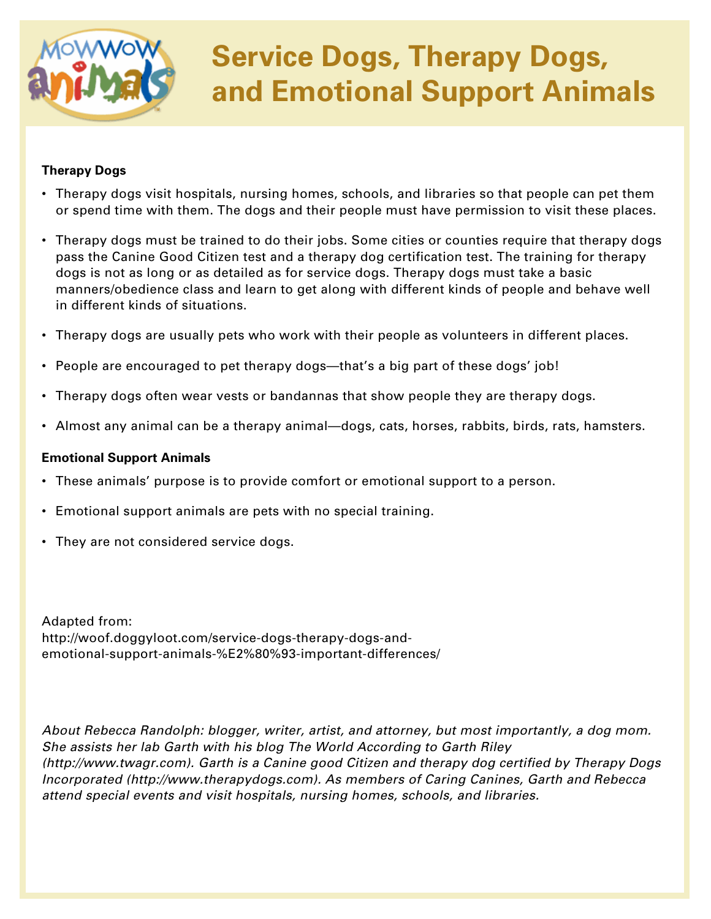# Service Dogs, Therapy Dogs, and Emotional Support Animals

**Therapy Dogs**

- Therapy dogs visit hospitals, nursing homes, schools, and libraries so that people can pet them or spend time with them. The dogs and their people must have permission to visit these places.
- Therapy dogs must be trained to do their jobs. Some cities or counties require that therapy dogs pass the Canine Good Citizen test and a therapy dog certification test. The training for therapy dogs is not as long or as detailed as for service dogs. Therapy dogs must take a basic manners/obedience class and learn to get along with different kinds of people and behave well in different kinds of situations.
- Therapy dogs are usually pets who work with their people as volunteers in different places.
- People are encouraged to pet therapy dogs—that's a big part of these dogs' job!
- Therapy dogs often wear vests or bandannas that show people they are therapy dogs.
- Almost any animal can be a therapy animal—dogs, cats, horses, rabbits, birds, rats, hamsters.

**Emotional Support Animals**

- These animals' purpose is to provide comfort or emotional support to a person.
- Emotional support animals are pets with no special training.
- They are not considered service dogs.

Adapted from:
http://woof.doggyloot.com/service-dogs-therapy-dogs-and-emotional-support-animals-%E2%80%93-important-differences/

*About Rebecca Randolph: blogger, writer, artist, and attorney, but most importantly, a dog mom. She assists her lab Garth with his blog The World According to Garth Riley (http://www.twagr.com). Garth is a Canine good Citizen and therapy dog certified by Therapy Dogs Incorporated (http://www.therapydogs.com). As members of Caring Canines, Garth and Rebecca attend special events and visit hospitals, nursing homes, schools, and libraries.*